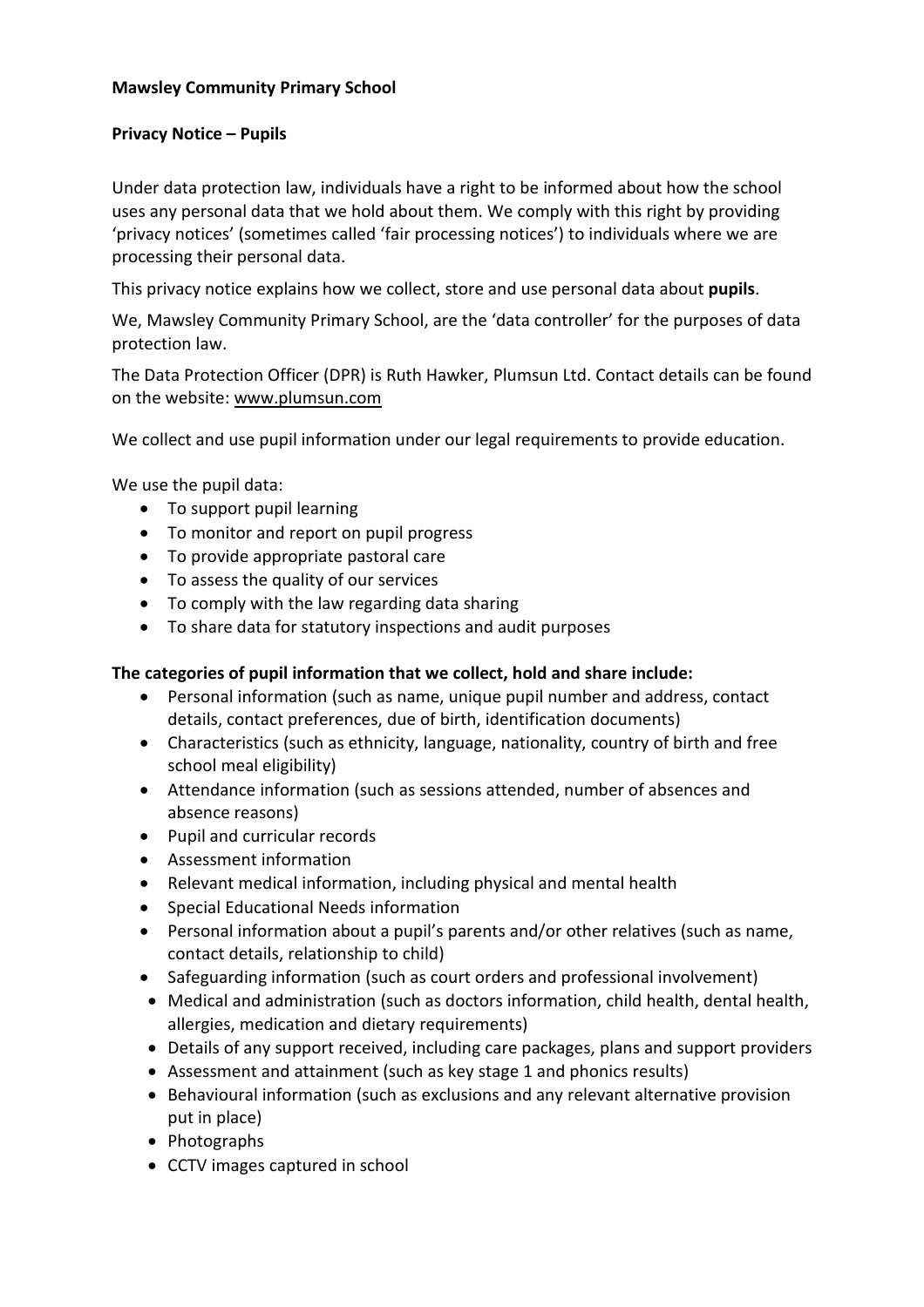**Mawsley Community Primary School**

**Privacy Notice – Pupils**

Under data protection law, individuals have a right to be informed about how the school uses any personal data that we hold about them. We comply with this right by providing 'privacy notices' (sometimes called 'fair processing notices') to individuals where we are processing their personal data.

This privacy notice explains how we collect, store and use personal data about **pupils**.

We, Mawsley Community Primary School, are the 'data controller' for the purposes of data protection law.

The Data Protection Officer (DPR) is Ruth Hawker, Plumsun Ltd. Contact details can be found on the website: www.plumsun.com

We collect and use pupil information under our legal requirements to provide education.

We use the pupil data:

- To support pupil learning
- To monitor and report on pupil progress
- To provide appropriate pastoral care
- To assess the quality of our services
- To comply with the law regarding data sharing
- To share data for statutory inspections and audit purposes

**The categories of pupil information that we collect, hold and share include:**

- Personal information (such as name, unique pupil number and address, contact details, contact preferences, due of birth, identification documents)
- Characteristics (such as ethnicity, language, nationality, country of birth and free school meal eligibility)
- Attendance information (such as sessions attended, number of absences and absence reasons)
- Pupil and curricular records
- Assessment information
- Relevant medical information, including physical and mental health
- Special Educational Needs information
- Personal information about a pupil's parents and/or other relatives (such as name, contact details, relationship to child)
- Safeguarding information (such as court orders and professional involvement)
- Medical and administration (such as doctors information, child health, dental health, allergies, medication and dietary requirements)
- Details of any support received, including care packages, plans and support providers
- Assessment and attainment (such as key stage 1 and phonics results)
- Behavioural information (such as exclusions and any relevant alternative provision put in place)
- Photographs
- CCTV images captured in school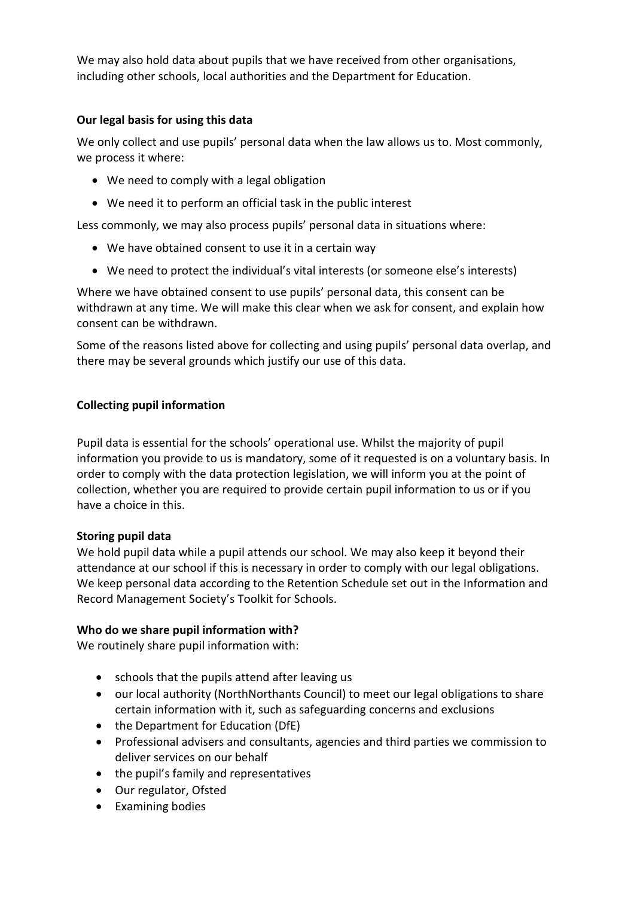We may also hold data about pupils that we have received from other organisations, including other schools, local authorities and the Department for Education.

**Our legal basis for using this data**

We only collect and use pupils' personal data when the law allows us to. Most commonly, we process it where:

- We need to comply with a legal obligation
- We need it to perform an official task in the public interest

Less commonly, we may also process pupils' personal data in situations where:

- We have obtained consent to use it in a certain way
- We need to protect the individual's vital interests (or someone else's interests)

Where we have obtained consent to use pupils' personal data, this consent can be withdrawn at any time. We will make this clear when we ask for consent, and explain how consent can be withdrawn.

Some of the reasons listed above for collecting and using pupils' personal data overlap, and there may be several grounds which justify our use of this data.

**Collecting pupil information**

Pupil data is essential for the schools' operational use. Whilst the majority of pupil information you provide to us is mandatory, some of it requested is on a voluntary basis. In order to comply with the data protection legislation, we will inform you at the point of collection, whether you are required to provide certain pupil information to us or if you have a choice in this.

**Storing pupil data**

We hold pupil data while a pupil attends our school. We may also keep it beyond their attendance at our school if this is necessary in order to comply with our legal obligations. We keep personal data according to the Retention Schedule set out in the Information and Record Management Society's Toolkit for Schools.

**Who do we share pupil information with?**

We routinely share pupil information with:

- schools that the pupils attend after leaving us
- our local authority (NorthNorthants Council) to meet our legal obligations to share certain information with it, such as safeguarding concerns and exclusions
- the Department for Education (DfE)
- Professional advisers and consultants, agencies and third parties we commission to deliver services on our behalf
- the pupil's family and representatives
- Our regulator, Ofsted
- Examining bodies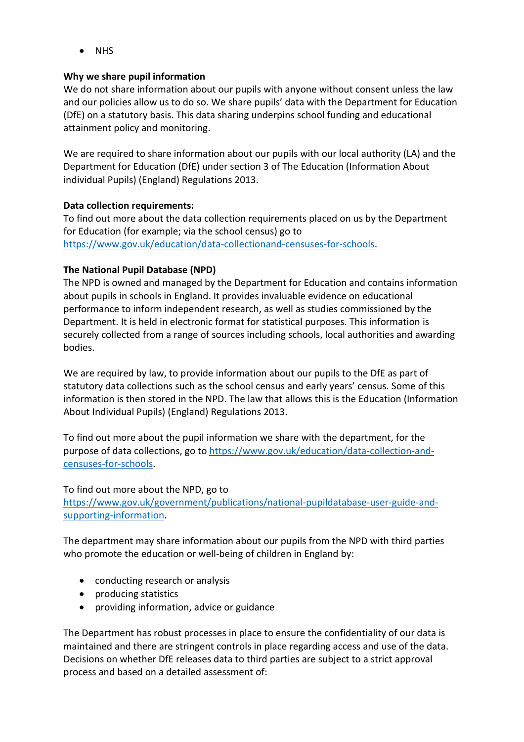- NHS

**Why we share pupil information**
We do not share information about our pupils with anyone without consent unless the law and our policies allow us to do so. We share pupils' data with the Department for Education (DfE) on a statutory basis. This data sharing underpins school funding and educational attainment policy and monitoring.

We are required to share information about our pupils with our local authority (LA) and the Department for Education (DfE) under section 3 of The Education (Information About individual Pupils) (England) Regulations 2013.

**Data collection requirements:**
To find out more about the data collection requirements placed on us by the Department for Education (for example; via the school census) go to https://www.gov.uk/education/data-collectionand-censuses-for-schools.

**The National Pupil Database (NPD)**
The NPD is owned and managed by the Department for Education and contains information about pupils in schools in England. It provides invaluable evidence on educational performance to inform independent research, as well as studies commissioned by the Department. It is held in electronic format for statistical purposes. This information is securely collected from a range of sources including schools, local authorities and awarding bodies.

We are required by law, to provide information about our pupils to the DfE as part of statutory data collections such as the school census and early years' census. Some of this information is then stored in the NPD. The law that allows this is the Education (Information About Individual Pupils) (England) Regulations 2013.

To find out more about the pupil information we share with the department, for the purpose of data collections, go to https://www.gov.uk/education/data-collection-and-censuses-for-schools.

To find out more about the NPD, go to https://www.gov.uk/government/publications/national-pupildatabase-user-guide-and-supporting-information.

The department may share information about our pupils from the NPD with third parties who promote the education or well-being of children in England by:

- conducting research or analysis
- producing statistics
- providing information, advice or guidance

The Department has robust processes in place to ensure the confidentiality of our data is maintained and there are stringent controls in place regarding access and use of the data. Decisions on whether DfE releases data to third parties are subject to a strict approval process and based on a detailed assessment of: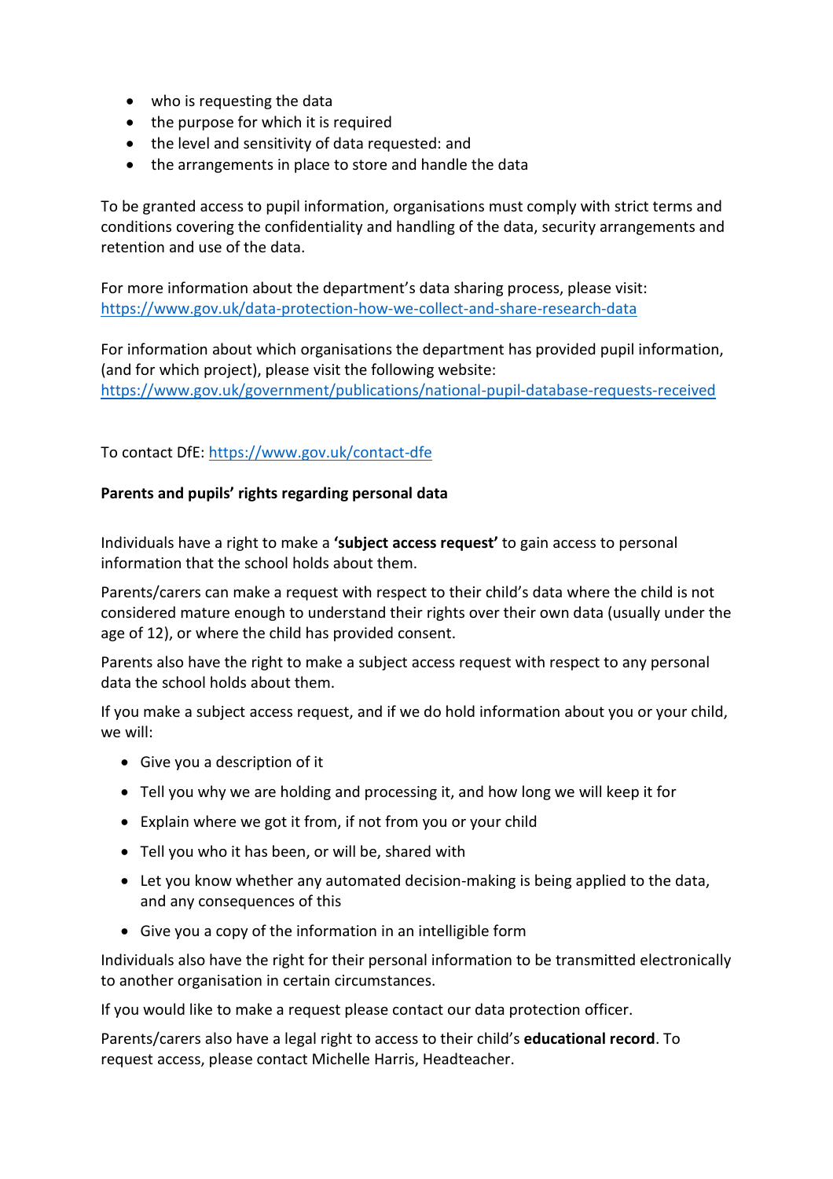- who is requesting the data
- the purpose for which it is required
- the level and sensitivity of data requested: and
- the arrangements in place to store and handle the data

To be granted access to pupil information, organisations must comply with strict terms and conditions covering the confidentiality and handling of the data, security arrangements and retention and use of the data.

For more information about the department's data sharing process, please visit: https://www.gov.uk/data-protection-how-we-collect-and-share-research-data

For information about which organisations the department has provided pupil information, (and for which project), please visit the following website: https://www.gov.uk/government/publications/national-pupil-database-requests-received

To contact DfE: https://www.gov.uk/contact-dfe

**Parents and pupils' rights regarding personal data**

Individuals have a right to make a **'subject access request'** to gain access to personal information that the school holds about them.

Parents/carers can make a request with respect to their child's data where the child is not considered mature enough to understand their rights over their own data (usually under the age of 12), or where the child has provided consent.

Parents also have the right to make a subject access request with respect to any personal data the school holds about them.

If you make a subject access request, and if we do hold information about you or your child, we will:

- Give you a description of it
- Tell you why we are holding and processing it, and how long we will keep it for
- Explain where we got it from, if not from you or your child
- Tell you who it has been, or will be, shared with
- Let you know whether any automated decision-making is being applied to the data, and any consequences of this
- Give you a copy of the information in an intelligible form

Individuals also have the right for their personal information to be transmitted electronically to another organisation in certain circumstances.

If you would like to make a request please contact our data protection officer.

Parents/carers also have a legal right to access to their child's **educational record**. To request access, please contact Michelle Harris, Headteacher.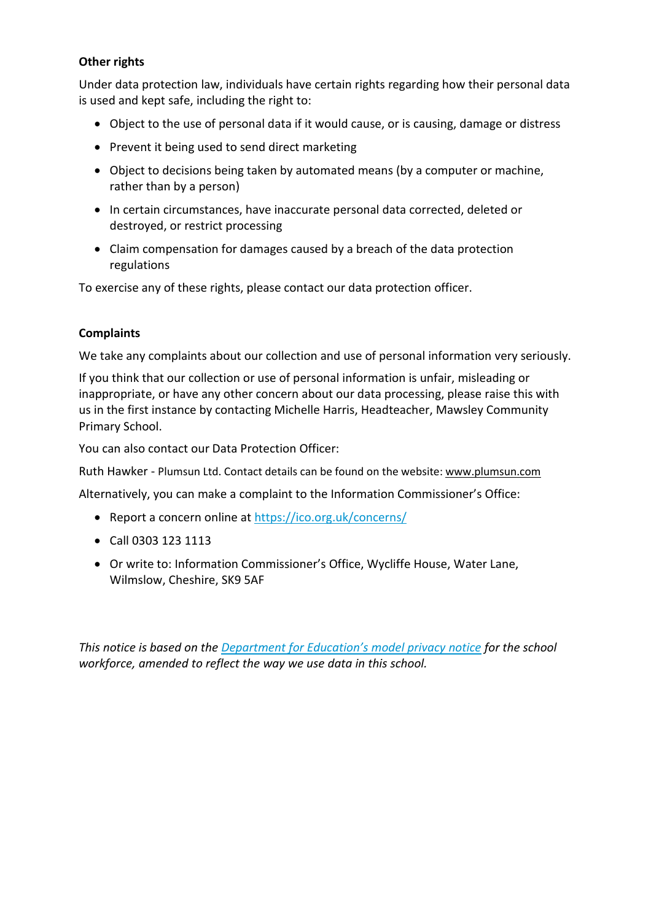**Other rights**

Under data protection law, individuals have certain rights regarding how their personal data is used and kept safe, including the right to:

- Object to the use of personal data if it would cause, or is causing, damage or distress
- Prevent it being used to send direct marketing
- Object to decisions being taken by automated means (by a computer or machine, rather than by a person)
- In certain circumstances, have inaccurate personal data corrected, deleted or destroyed, or restrict processing
- Claim compensation for damages caused by a breach of the data protection regulations

To exercise any of these rights, please contact our data protection officer.

**Complaints**

We take any complaints about our collection and use of personal information very seriously.

If you think that our collection or use of personal information is unfair, misleading or inappropriate, or have any other concern about our data processing, please raise this with us in the first instance by contacting Michelle Harris, Headteacher, Mawsley Community Primary School.

You can also contact our Data Protection Officer:

Ruth Hawker - Plumsun Ltd. Contact details can be found on the website: [www.plumsun.com](www.plumsun.com)

Alternatively, you can make a complaint to the Information Commissioner's Office:

- Report a concern online at [https://ico.org.uk/concerns/](https://ico.org.uk/concerns/)
- Call 0303 123 1113
- Or write to: Information Commissioner's Office, Wycliffe House, Water Lane, Wilmslow, Cheshire, SK9 5AF

*This notice is based on the [Department for Education's model privacy notice](#) for the school workforce, amended to reflect the way we use data in this school.*